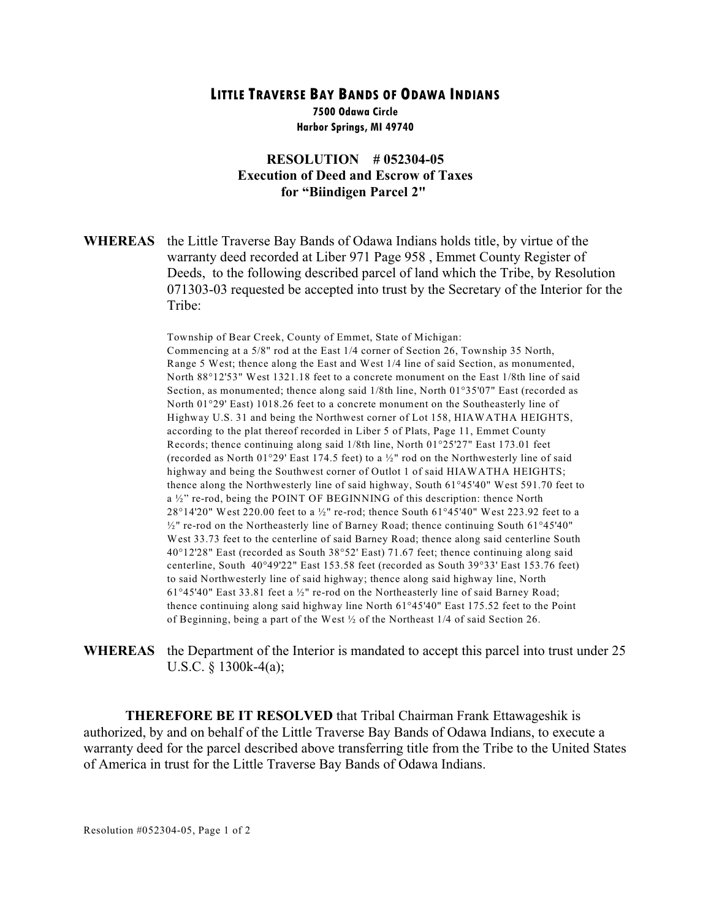# LITTLE TRAVERSE BAY BANDS OF ODAWA INDIANS

**7500 Odawa Circle**
**Harbor Springs, MI 49740**

## RESOLUTION # 052304-05
## Execution of Deed and Escrow of Taxes for "Biindigen Parcel 2"

**WHEREAS** the Little Traverse Bay Bands of Odawa Indians holds title, by virtue of the warranty deed recorded at Liber 971 Page 958 , Emmet County Register of Deeds, to the following described parcel of land which the Tribe, by Resolution 071303-03 requested be accepted into trust by the Secretary of the Interior for the Tribe:

> Township of Bear Creek, County of Emmet, State of Michigan:
> Commencing at a 5/8" rod at the East 1/4 corner of Section 26, Township 35 North, Range 5 West; thence along the East and West 1/4 line of said Section, as monumented, North 88°12'53" West 1321.18 feet to a concrete monument on the East 1/8th line of said Section, as monumented; thence along said 1/8th line, North 01°35'07" East (recorded as North 01°29' East) 1018.26 feet to a concrete monument on the Southeasterly line of Highway U.S. 31 and being the Northwest corner of Lot 158, HIAWATHA HEIGHTS, according to the plat thereof recorded in Liber 5 of Plats, Page 11, Emmet County Records; thence continuing along said 1/8th line, North 01°25'27" East 173.01 feet (recorded as North 01°29' East 174.5 feet) to a ½" rod on the Northwesterly line of said highway and being the Southwest corner of Outlot 1 of said HIAWATHA HEIGHTS; thence along the Northwesterly line of said highway, South 61°45'40" West 591.70 feet to a ½" re-rod, being the POINT OF BEGINNING of this description: thence North 28°14'20" West 220.00 feet to a ½" re-rod; thence South 61°45'40" West 223.92 feet to a ½" re-rod on the Northeasterly line of Barney Road; thence continuing South 61°45'40" West 33.73 feet to the centerline of said Barney Road; thence along said centerline South 40°12'28" East (recorded as South 38°52' East) 71.67 feet; thence continuing along said centerline, South 40°49'22" East 153.58 feet (recorded as South 39°33' East 153.76 feet) to said Northwesterly line of said highway; thence along said highway line, North 61°45'40" East 33.81 feet a ½" re-rod on the Northeasterly line of said Barney Road; thence continuing along said highway line North 61°45'40" East 175.52 feet to the Point of Beginning, being a part of the West ½ of the Northeast 1/4 of said Section 26.

**WHEREAS** the Department of the Interior is mandated to accept this parcel into trust under 25 U.S.C. § 1300k-4(a);

**THEREFORE BE IT RESOLVED** that Tribal Chairman Frank Ettawageshik is authorized, by and on behalf of the Little Traverse Bay Bands of Odawa Indians, to execute a warranty deed for the parcel described above transferring title from the Tribe to the United States of America in trust for the Little Traverse Bay Bands of Odawa Indians.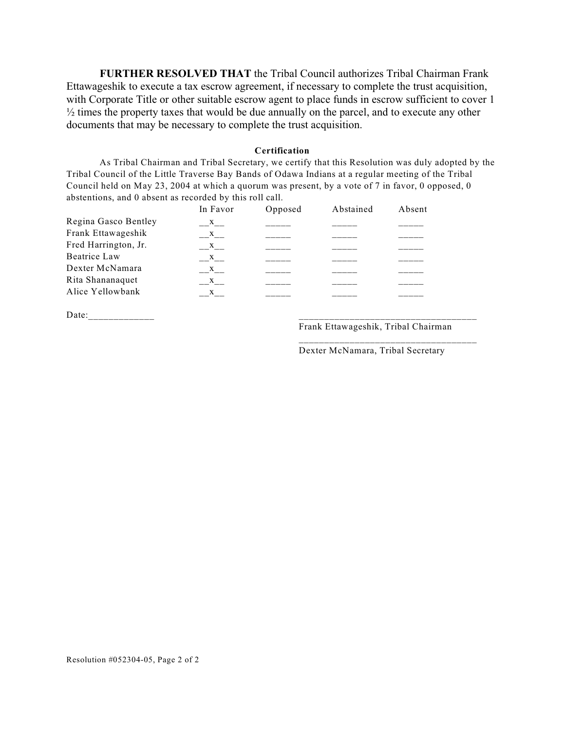**FURTHER RESOLVED THAT** the Tribal Council authorizes Tribal Chairman Frank Ettawageshik to execute a tax escrow agreement, if necessary to complete the trust acquisition, with Corporate Title or other suitable escrow agent to place funds in escrow sufficient to cover 1 ½ times the property taxes that would be due annually on the parcel, and to execute any other documents that may be necessary to complete the trust acquisition.

**Certification**

As Tribal Chairman and Tribal Secretary, we certify that this Resolution was duly adopted by the Tribal Council of the Little Traverse Bay Bands of Odawa Indians at a regular meeting of the Tribal Council held on May 23, 2004 at which a quorum was present, by a vote of 7 in favor, 0 opposed, 0 abstentions, and 0 absent as recorded by this roll call.

| | In Favor | Opposed | Abstained | Absent |
|---|---|---|---|---|
| Regina Gasco Bentley | x | | | |
| Frank Ettawageshik | x | | | |
| Fred Harrington, Jr. | x | | | |
| Beatrice Law | x | | | |
| Dexter McNamara | x | | | |
| Rita Shananaquet | x | | | |
| Alice Yellowbank | x | | | |

Date:____________

___________________________________
Frank Ettawageshik, Tribal Chairman

___________________________________
Dexter McNamara, Tribal Secretary

Resolution #052304-05, Page 2 of 2